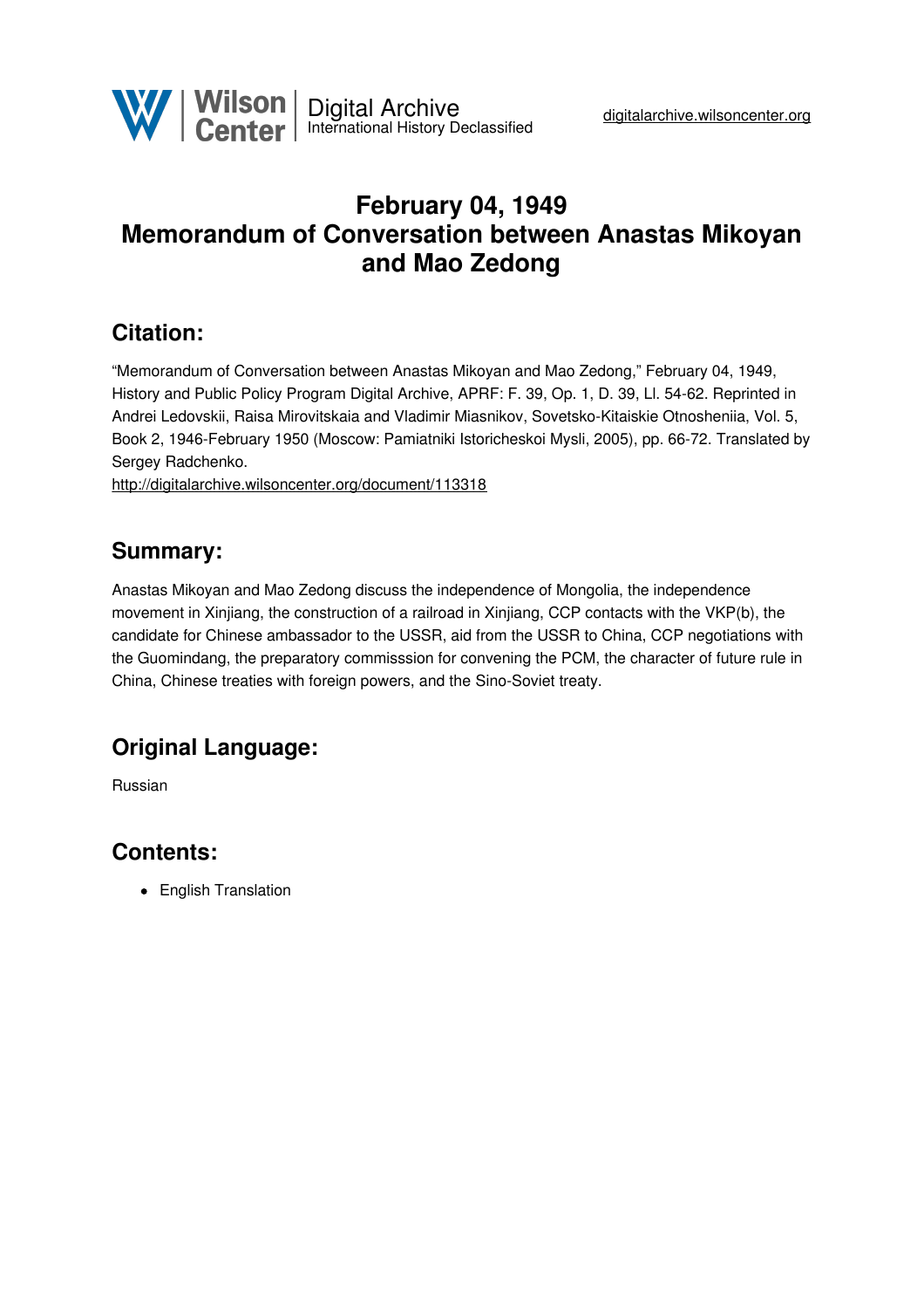# February 04, 1949
# Memorandum of Conversation between Anastas Mikoyan and Mao Zedong

## Citation:

"Memorandum of Conversation between Anastas Mikoyan and Mao Zedong," February 04, 1949, History and Public Policy Program Digital Archive, APRF: F. 39, Op. 1, D. 39, Ll. 54-62. Reprinted in Andrei Ledovskii, Raisa Mirovitskaia and Vladimir Miasnikov, Sovetsko-Kitaiskie Otnosheniia, Vol. 5, Book 2, 1946-February 1950 (Moscow: Pamiatniki Istoricheskoi Mysli, 2005), pp. 66-72. Translated by Sergey Radchenko.
http://digitalarchive.wilsoncenter.org/document/113318

## Summary:

Anastas Mikoyan and Mao Zedong discuss the independence of Mongolia, the independence movement in Xinjiang, the construction of a railroad in Xinjiang, CCP contacts with the VKP(b), the candidate for Chinese ambassador to the USSR, aid from the USSR to China, CCP negotiations with the Guomindang, the preparatory commisssion for convening the PCM, the character of future rule in China, Chinese treaties with foreign powers, and the Sino-Soviet treaty.

## Original Language:

Russian

## Contents:

- English Translation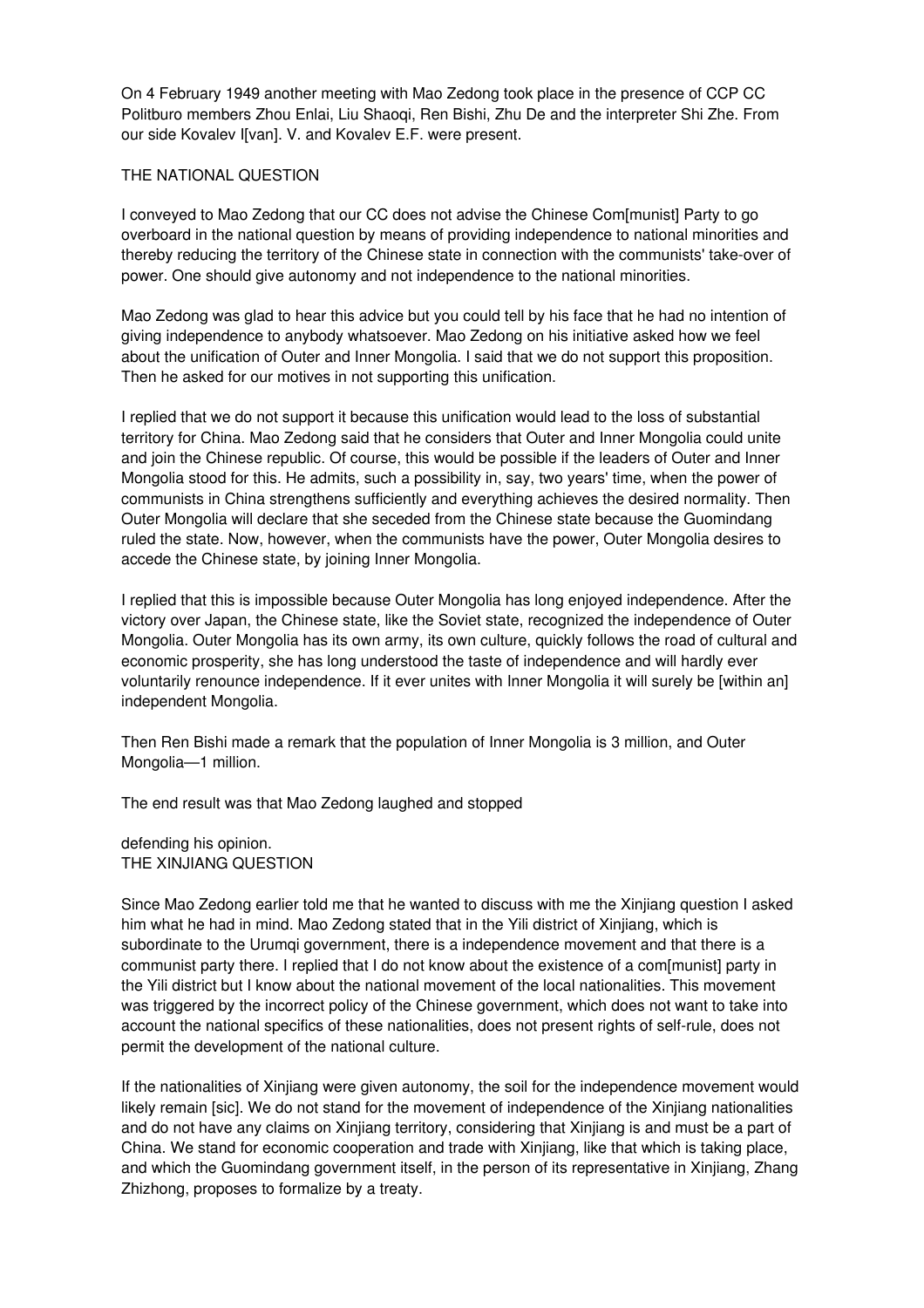On 4 February 1949 another meeting with Mao Zedong took place in the presence of CCP CC Politburo members Zhou Enlai, Liu Shaoqi, Ren Bishi, Zhu De and the interpreter Shi Zhe. From our side Kovalev I[van]. V. and Kovalev E.F. were present.

## THE NATIONAL QUESTION

I conveyed to Mao Zedong that our CC does not advise the Chinese Com[munist] Party to go overboard in the national question by means of providing independence to national minorities and thereby reducing the territory of the Chinese state in connection with the communists' take-over of power. One should give autonomy and not independence to the national minorities.

Mao Zedong was glad to hear this advice but you could tell by his face that he had no intention of giving independence to anybody whatsoever. Mao Zedong on his initiative asked how we feel about the unification of Outer and Inner Mongolia. I said that we do not support this proposition. Then he asked for our motives in not supporting this unification.

I replied that we do not support it because this unification would lead to the loss of substantial territory for China. Mao Zedong said that he considers that Outer and Inner Mongolia could unite and join the Chinese republic. Of course, this would be possible if the leaders of Outer and Inner Mongolia stood for this. He admits, such a possibility in, say, two years' time, when the power of communists in China strengthens sufficiently and everything achieves the desired normality. Then Outer Mongolia will declare that she seceded from the Chinese state because the Guomindang ruled the state. Now, however, when the communists have the power, Outer Mongolia desires to accede the Chinese state, by joining Inner Mongolia.

I replied that this is impossible because Outer Mongolia has long enjoyed independence. After the victory over Japan, the Chinese state, like the Soviet state, recognized the independence of Outer Mongolia. Outer Mongolia has its own army, its own culture, quickly follows the road of cultural and economic prosperity, she has long understood the taste of independence and will hardly ever voluntarily renounce independence. If it ever unites with Inner Mongolia it will surely be [within an] independent Mongolia.

Then Ren Bishi made a remark that the population of Inner Mongolia is 3 million, and Outer Mongolia—1 million.

The end result was that Mao Zedong laughed and stopped defending his opinion.

## THE XINJIANG QUESTION

Since Mao Zedong earlier told me that he wanted to discuss with me the Xinjiang question I asked him what he had in mind. Mao Zedong stated that in the Yili district of Xinjiang, which is subordinate to the Urumqi government, there is a independence movement and that there is a communist party there. I replied that I do not know about the existence of a com[munist] party in the Yili district but I know about the national movement of the local nationalities. This movement was triggered by the incorrect policy of the Chinese government, which does not want to take into account the national specifics of these nationalities, does not present rights of self-rule, does not permit the development of the national culture.

If the nationalities of Xinjiang were given autonomy, the soil for the independence movement would likely remain [sic]. We do not stand for the movement of independence of the Xinjiang nationalities and do not have any claims on Xinjiang territory, considering that Xinjiang is and must be a part of China. We stand for economic cooperation and trade with Xinjiang, like that which is taking place, and which the Guomindang government itself, in the person of its representative in Xinjiang, Zhang Zhizhong, proposes to formalize by a treaty.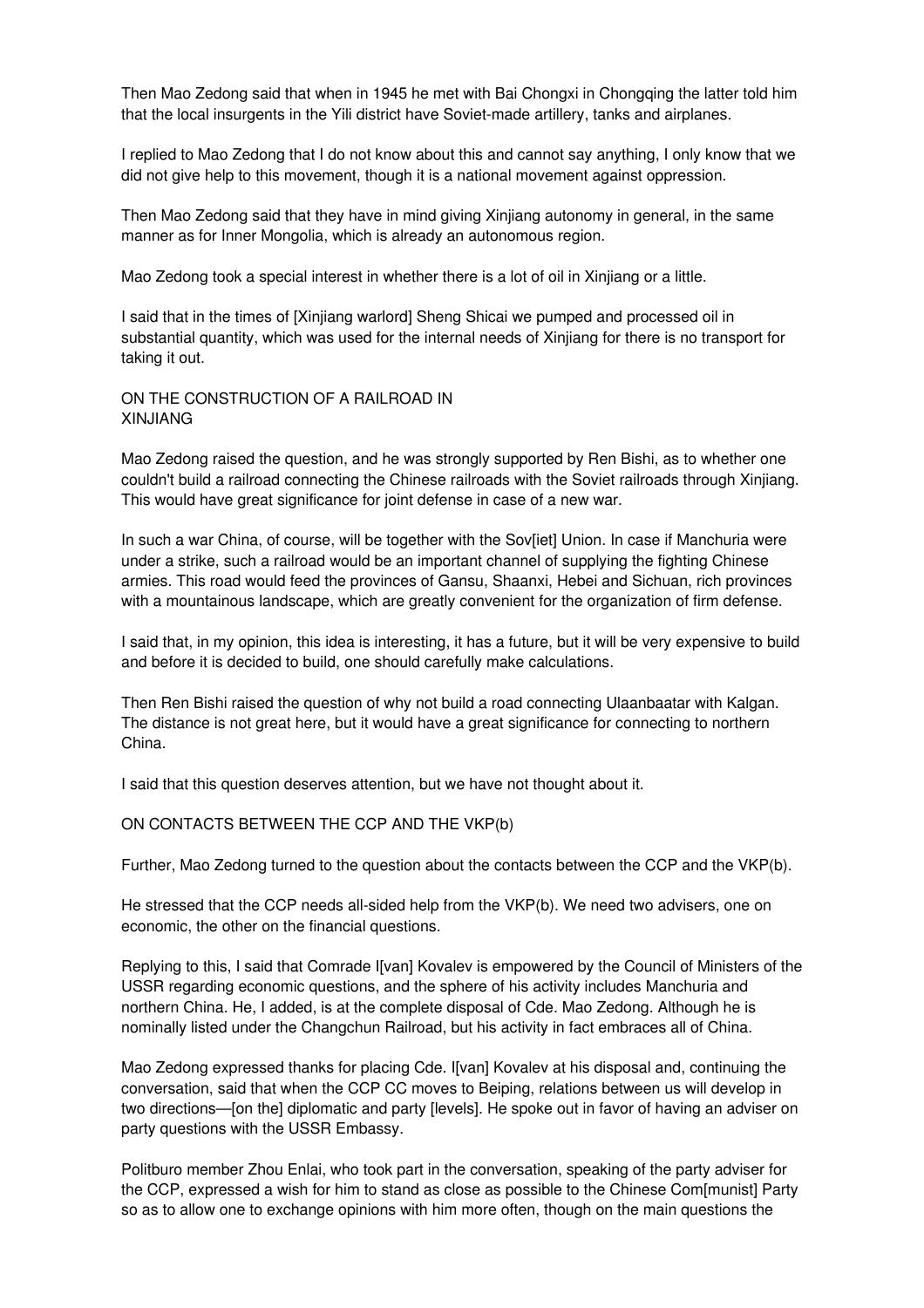Then Mao Zedong said that when in 1945 he met with Bai Chongxi in Chongqing the latter told him that the local insurgents in the Yili district have Soviet-made artillery, tanks and airplanes.

I replied to Mao Zedong that I do not know about this and cannot say anything, I only know that we did not give help to this movement, though it is a national movement against oppression.

Then Mao Zedong said that they have in mind giving Xinjiang autonomy in general, in the same manner as for Inner Mongolia, which is already an autonomous region.

Mao Zedong took a special interest in whether there is a lot of oil in Xinjiang or a little.

I said that in the times of [Xinjiang warlord] Sheng Shicai we pumped and processed oil in substantial quantity, which was used for the internal needs of Xinjiang for there is no transport for taking it out.

## ON THE CONSTRUCTION OF A RAILROAD IN XINJIANG

Mao Zedong raised the question, and he was strongly supported by Ren Bishi, as to whether one couldn't build a railroad connecting the Chinese railroads with the Soviet railroads through Xinjiang. This would have great significance for joint defense in case of a new war.

In such a war China, of course, will be together with the Sov[iet] Union. In case if Manchuria were under a strike, such a railroad would be an important channel of supplying the fighting Chinese armies. This road would feed the provinces of Gansu, Shaanxi, Hebei and Sichuan, rich provinces with a mountainous landscape, which are greatly convenient for the organization of firm defense.

I said that, in my opinion, this idea is interesting, it has a future, but it will be very expensive to build and before it is decided to build, one should carefully make calculations.

Then Ren Bishi raised the question of why not build a road connecting Ulaanbaatar with Kalgan. The distance is not great here, but it would have a great significance for connecting to northern China.

I said that this question deserves attention, but we have not thought about it.

## ON CONTACTS BETWEEN THE CCP AND THE VKP(b)

Further, Mao Zedong turned to the question about the contacts between the CCP and the VKP(b).

He stressed that the CCP needs all-sided help from the VKP(b). We need two advisers, one on economic, the other on the financial questions.

Replying to this, I said that Comrade I[van] Kovalev is empowered by the Council of Ministers of the USSR regarding economic questions, and the sphere of his activity includes Manchuria and northern China. He, I added, is at the complete disposal of Cde. Mao Zedong. Although he is nominally listed under the Changchun Railroad, but his activity in fact embraces all of China.

Mao Zedong expressed thanks for placing Cde. I[van] Kovalev at his disposal and, continuing the conversation, said that when the CCP CC moves to Beiping, relations between us will develop in two directions—[on the] diplomatic and party [levels]. He spoke out in favor of having an adviser on party questions with the USSR Embassy.

Politburo member Zhou Enlai, who took part in the conversation, speaking of the party adviser for the CCP, expressed a wish for him to stand as close as possible to the Chinese Com[munist] Party so as to allow one to exchange opinions with him more often, though on the main questions the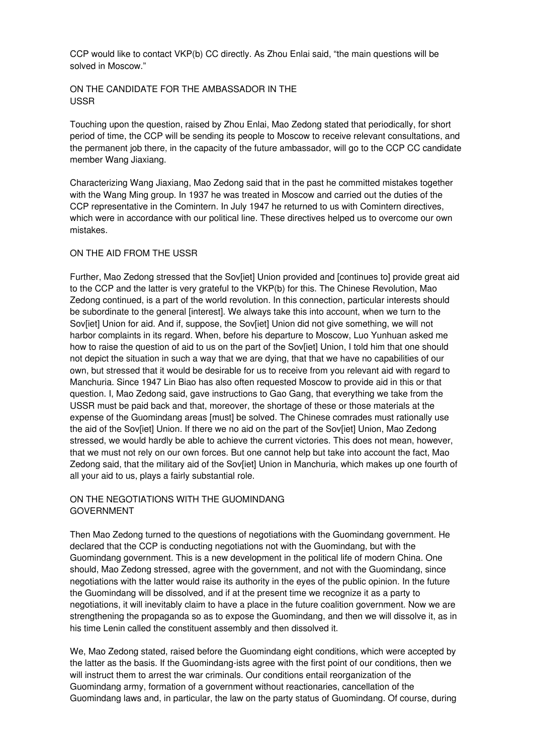CCP would like to contact VKP(b) CC directly. As Zhou Enlai said, "the main questions will be solved in Moscow."

## ON THE CANDIDATE FOR THE AMBASSADOR IN THE USSR

Touching upon the question, raised by Zhou Enlai, Mao Zedong stated that periodically, for short period of time, the CCP will be sending its people to Moscow to receive relevant consultations, and the permanent job there, in the capacity of the future ambassador, will go to the CCP CC candidate member Wang Jiaxiang.

Characterizing Wang Jiaxiang, Mao Zedong said that in the past he committed mistakes together with the Wang Ming group. In 1937 he was treated in Moscow and carried out the duties of the CCP representative in the Comintern. In July 1947 he returned to us with Comintern directives, which were in accordance with our political line. These directives helped us to overcome our own mistakes.

## ON THE AID FROM THE USSR

Further, Mao Zedong stressed that the Sov[iet] Union provided and [continues to] provide great aid to the CCP and the latter is very grateful to the VKP(b) for this. The Chinese Revolution, Mao Zedong continued, is a part of the world revolution. In this connection, particular interests should be subordinate to the general [interest]. We always take this into account, when we turn to the Sov[iet] Union for aid. And if, suppose, the Sov[iet] Union did not give something, we will not harbor complaints in its regard. When, before his departure to Moscow, Luo Yunhuan asked me how to raise the question of aid to us on the part of the Sov[iet] Union, I told him that one should not depict the situation in such a way that we are dying, that that we have no capabilities of our own, but stressed that it would be desirable for us to receive from you relevant aid with regard to Manchuria. Since 1947 Lin Biao has also often requested Moscow to provide aid in this or that question. I, Mao Zedong said, gave instructions to Gao Gang, that everything we take from the USSR must be paid back and that, moreover, the shortage of these or those materials at the expense of the Guomindang areas [must] be solved. The Chinese comrades must rationally use the aid of the Sov[iet] Union. If there we no aid on the part of the Sov[iet] Union, Mao Zedong stressed, we would hardly be able to achieve the current victories. This does not mean, however, that we must not rely on our own forces. But one cannot help but take into account the fact, Mao Zedong said, that the military aid of the Sov[iet] Union in Manchuria, which makes up one fourth of all your aid to us, plays a fairly substantial role.

## ON THE NEGOTIATIONS WITH THE GUOMINDANG GOVERNMENT

Then Mao Zedong turned to the questions of negotiations with the Guomindang government. He declared that the CCP is conducting negotiations not with the Guomindang, but with the Guomindang government. This is a new development in the political life of modern China. One should, Mao Zedong stressed, agree with the government, and not with the Guomindang, since negotiations with the latter would raise its authority in the eyes of the public opinion. In the future the Guomindang will be dissolved, and if at the present time we recognize it as a party to negotiations, it will inevitably claim to have a place in the future coalition government. Now we are strengthening the propaganda so as to expose the Guomindang, and then we will dissolve it, as in his time Lenin called the constituent assembly and then dissolved it.

We, Mao Zedong stated, raised before the Guomindang eight conditions, which were accepted by the latter as the basis. If the Guomindang-ists agree with the first point of our conditions, then we will instruct them to arrest the war criminals. Our conditions entail reorganization of the Guomindang army, formation of a government without reactionaries, cancellation of the Guomindang laws and, in particular, the law on the party status of Guomindang. Of course, during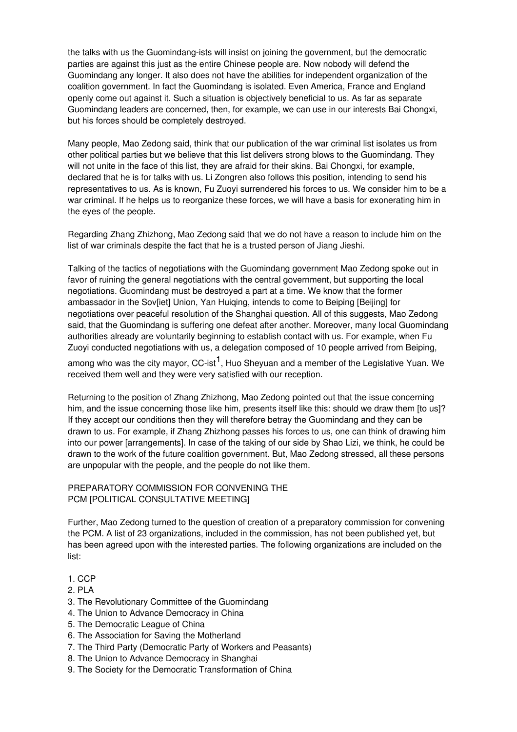the talks with us the Guomindang-ists will insist on joining the government, but the democratic parties are against this just as the entire Chinese people are. Now nobody will defend the Guomindang any longer. It also does not have the abilities for independent organization of the coalition government. In fact the Guomindang is isolated. Even America, France and England openly come out against it. Such a situation is objectively beneficial to us. As far as separate Guomindang leaders are concerned, then, for example, we can use in our interests Bai Chongxi, but his forces should be completely destroyed.

Many people, Mao Zedong said, think that our publication of the war criminal list isolates us from other political parties but we believe that this list delivers strong blows to the Guomindang. They will not unite in the face of this list, they are afraid for their skins. Bai Chongxi, for example, declared that he is for talks with us. Li Zongren also follows this position, intending to send his representatives to us. As is known, Fu Zuoyi surrendered his forces to us. We consider him to be a war criminal. If he helps us to reorganize these forces, we will have a basis for exonerating him in the eyes of the people.

Regarding Zhang Zhizhong, Mao Zedong said that we do not have a reason to include him on the list of war criminals despite the fact that he is a trusted person of Jiang Jieshi.

Talking of the tactics of negotiations with the Guomindang government Mao Zedong spoke out in favor of ruining the general negotiations with the central government, but supporting the local negotiations. Guomindang must be destroyed a part at a time. We know that the former ambassador in the Sov[iet] Union, Yan Huiqing, intends to come to Beiping [Beijing] for negotiations over peaceful resolution of the Shanghai question. All of this suggests, Mao Zedong said, that the Guomindang is suffering one defeat after another. Moreover, many local Guomindang authorities already are voluntarily beginning to establish contact with us. For example, when Fu Zuoyi conducted negotiations with us, a delegation composed of 10 people arrived from Beiping, among who was the city mayor, CC-ist[1], Huo Sheyuan and a member of the Legislative Yuan. We received them well and they were very satisfied with our reception.

Returning to the position of Zhang Zhizhong, Mao Zedong pointed out that the issue concerning him, and the issue concerning those like him, presents itself like this: should we draw them [to us]? If they accept our conditions then they will therefore betray the Guomindang and they can be drawn to us. For example, if Zhang Zhizhong passes his forces to us, one can think of drawing him into our power [arrangements]. In case of the taking of our side by Shao Lizi, we think, he could be drawn to the work of the future coalition government. But, Mao Zedong stressed, all these persons are unpopular with the people, and the people do not like them.

## PREPARATORY COMMISSION FOR CONVENING THE PCM [POLITICAL CONSULTATIVE MEETING]

Further, Mao Zedong turned to the question of creation of a preparatory commission for convening the PCM. A list of 23 organizations, included in the commission, has not been published yet, but has been agreed upon with the interested parties. The following organizations are included on the list:

1. CCP
2. PLA
3. The Revolutionary Committee of the Guomindang
4. The Union to Advance Democracy in China
5. The Democratic League of China
6. The Association for Saving the Motherland
7. The Third Party (Democratic Party of Workers and Peasants)
8. The Union to Advance Democracy in Shanghai
9. The Society for the Democratic Transformation of China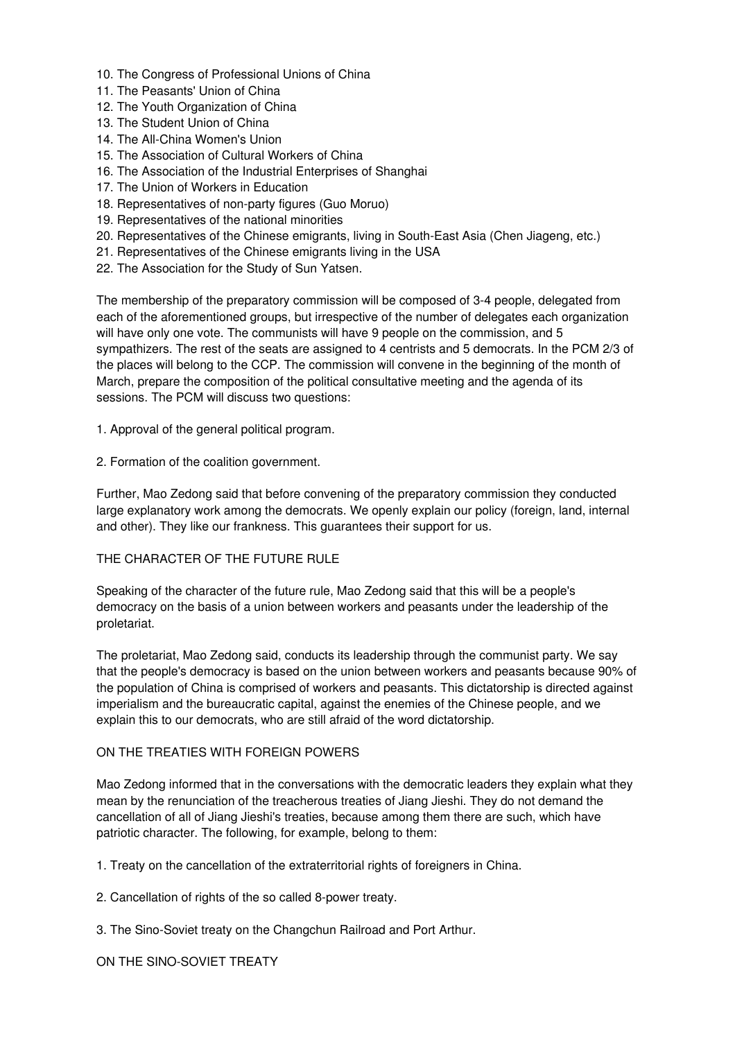10. The Congress of Professional Unions of China
11. The Peasants' Union of China
12. The Youth Organization of China
13. The Student Union of China
14. The All-China Women's Union
15. The Association of Cultural Workers of China
16. The Association of the Industrial Enterprises of Shanghai
17. The Union of Workers in Education
18. Representatives of non-party figures (Guo Moruo)
19. Representatives of the national minorities
20. Representatives of the Chinese emigrants, living in South-East Asia (Chen Jiageng, etc.)
21. Representatives of the Chinese emigrants living in the USA
22. The Association for the Study of Sun Yatsen.

The membership of the preparatory commission will be composed of 3-4 people, delegated from each of the aforementioned groups, but irrespective of the number of delegates each organization will have only one vote. The communists will have 9 people on the commission, and 5 sympathizers. The rest of the seats are assigned to 4 centrists and 5 democrats. In the PCM 2/3 of the places will belong to the CCP. The commission will convene in the beginning of the month of March, prepare the composition of the political consultative meeting and the agenda of its sessions. The PCM will discuss two questions:

1. Approval of the general political program.

2. Formation of the coalition government.

Further, Mao Zedong said that before convening of the preparatory commission they conducted large explanatory work among the democrats. We openly explain our policy (foreign, land, internal and other). They like our frankness. This guarantees their support for us.

THE CHARACTER OF THE FUTURE RULE

Speaking of the character of the future rule, Mao Zedong said that this will be a people's democracy on the basis of a union between workers and peasants under the leadership of the proletariat.

The proletariat, Mao Zedong said, conducts its leadership through the communist party. We say that the people's democracy is based on the union between workers and peasants because 90% of the population of China is comprised of workers and peasants. This dictatorship is directed against imperialism and the bureaucratic capital, against the enemies of the Chinese people, and we explain this to our democrats, who are still afraid of the word dictatorship.

ON THE TREATIES WITH FOREIGN POWERS

Mao Zedong informed that in the conversations with the democratic leaders they explain what they mean by the renunciation of the treacherous treaties of Jiang Jieshi. They do not demand the cancellation of all of Jiang Jieshi's treaties, because among them there are such, which have patriotic character. The following, for example, belong to them:

1. Treaty on the cancellation of the extraterritorial rights of foreigners in China.

2. Cancellation of rights of the so called 8-power treaty.

3. The Sino-Soviet treaty on the Changchun Railroad and Port Arthur.

ON THE SINO-SOVIET TREATY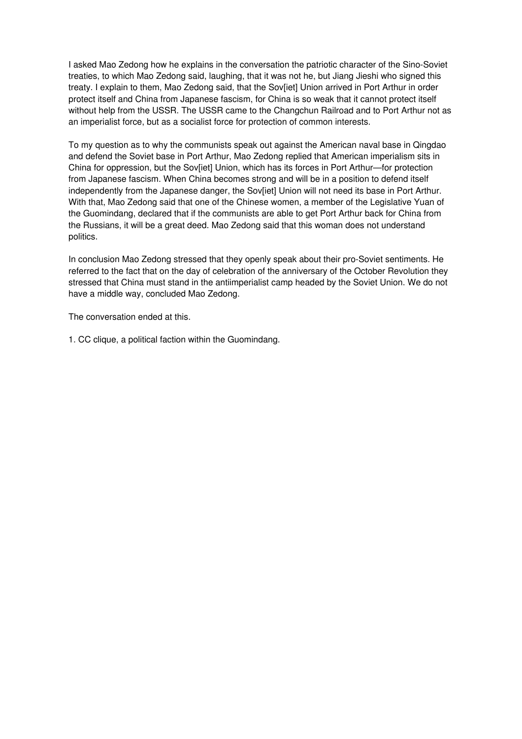I asked Mao Zedong how he explains in the conversation the patriotic character of the Sino-Soviet treaties, to which Mao Zedong said, laughing, that it was not he, but Jiang Jieshi who signed this treaty. I explain to them, Mao Zedong said, that the Sov[iet] Union arrived in Port Arthur in order protect itself and China from Japanese fascism, for China is so weak that it cannot protect itself without help from the USSR. The USSR came to the Changchun Railroad and to Port Arthur not as an imperialist force, but as a socialist force for protection of common interests.

To my question as to why the communists speak out against the American naval base in Qingdao and defend the Soviet base in Port Arthur, Mao Zedong replied that American imperialism sits in China for oppression, but the Sov[iet] Union, which has its forces in Port Arthur—for protection from Japanese fascism. When China becomes strong and will be in a position to defend itself independently from the Japanese danger, the Sov[iet] Union will not need its base in Port Arthur. With that, Mao Zedong said that one of the Chinese women, a member of the Legislative Yuan of the Guomindang, declared that if the communists are able to get Port Arthur back for China from the Russians, it will be a great deed. Mao Zedong said that this woman does not understand politics.

In conclusion Mao Zedong stressed that they openly speak about their pro-Soviet sentiments. He referred to the fact that on the day of celebration of the anniversary of the October Revolution they stressed that China must stand in the antiimperialist camp headed by the Soviet Union. We do not have a middle way, concluded Mao Zedong.

The conversation ended at this.

1. CC clique, a political faction within the Guomindang.